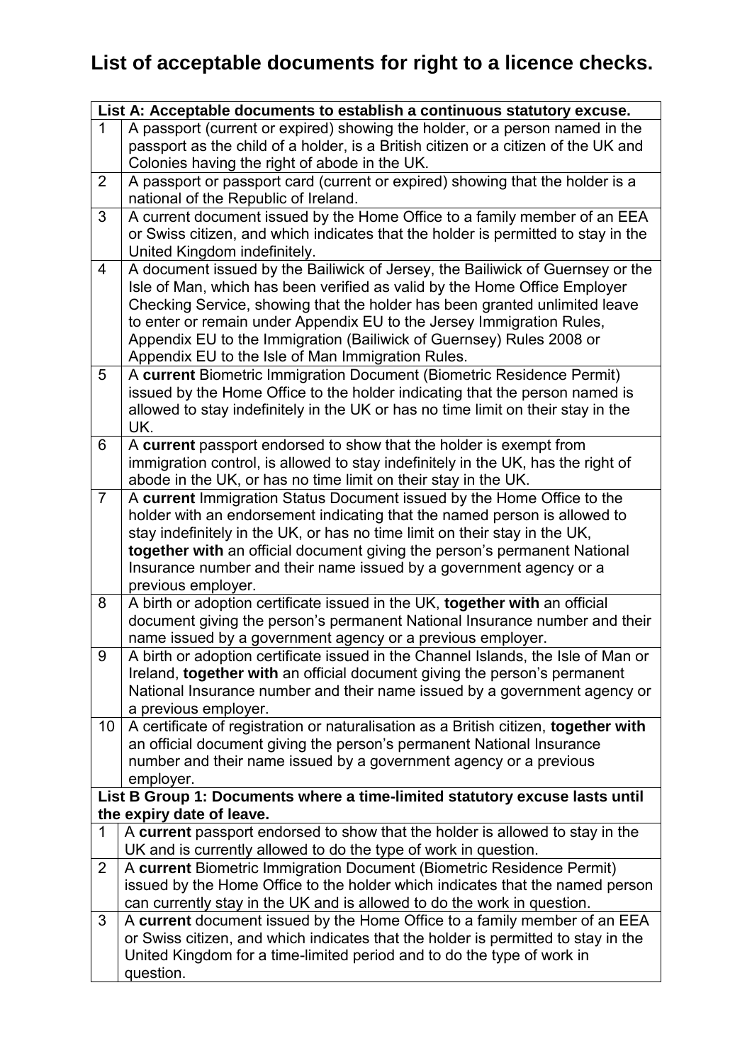# List of acceptable documents for right to a licence checks.

| List A: Acceptable documents to establish a continuous statutory excuse. | |
|---|---|
| 1 | A passport (current or expired) showing the holder, or a person named in the passport as the child of a holder, is a British citizen or a citizen of the UK and Colonies having the right of abode in the UK. |
| 2 | A passport or passport card (current or expired) showing that the holder is a national of the Republic of Ireland. |
| 3 | A current document issued by the Home Office to a family member of an EEA or Swiss citizen, and which indicates that the holder is permitted to stay in the United Kingdom indefinitely. |
| 4 | A document issued by the Bailiwick of Jersey, the Bailiwick of Guernsey or the Isle of Man, which has been verified as valid by the Home Office Employer Checking Service, showing that the holder has been granted unlimited leave to enter or remain under Appendix EU to the Jersey Immigration Rules, Appendix EU to the Immigration (Bailiwick of Guernsey) Rules 2008 or Appendix EU to the Isle of Man Immigration Rules. |
| 5 | A **current** Biometric Immigration Document (Biometric Residence Permit) issued by the Home Office to the holder indicating that the person named is allowed to stay indefinitely in the UK or has no time limit on their stay in the UK. |
| 6 | A **current** passport endorsed to show that the holder is exempt from immigration control, is allowed to stay indefinitely in the UK, has the right of abode in the UK, or has no time limit on their stay in the UK. |
| 7 | A **current** Immigration Status Document issued by the Home Office to the holder with an endorsement indicating that the named person is allowed to stay indefinitely in the UK, or has no time limit on their stay in the UK, **together with** an official document giving the person's permanent National Insurance number and their name issued by a government agency or a previous employer. |
| 8 | A birth or adoption certificate issued in the UK, **together with** an official document giving the person's permanent National Insurance number and their name issued by a government agency or a previous employer. |
| 9 | A birth or adoption certificate issued in the Channel Islands, the Isle of Man or Ireland, **together with** an official document giving the person's permanent National Insurance number and their name issued by a government agency or a previous employer. |
| 10 | A certificate of registration or naturalisation as a British citizen, **together with** an official document giving the person's permanent National Insurance number and their name issued by a government agency or a previous employer. |
| **List B Group 1: Documents where a time-limited statutory excuse lasts until the expiry date of leave.** | |
| 1 | A **current** passport endorsed to show that the holder is allowed to stay in the UK and is currently allowed to do the type of work in question. |
| 2 | A **current** Biometric Immigration Document (Biometric Residence Permit) issued by the Home Office to the holder which indicates that the named person can currently stay in the UK and is allowed to do the work in question. |
| 3 | A **current** document issued by the Home Office to a family member of an EEA or Swiss citizen, and which indicates that the holder is permitted to stay in the United Kingdom for a time-limited period and to do the type of work in question. |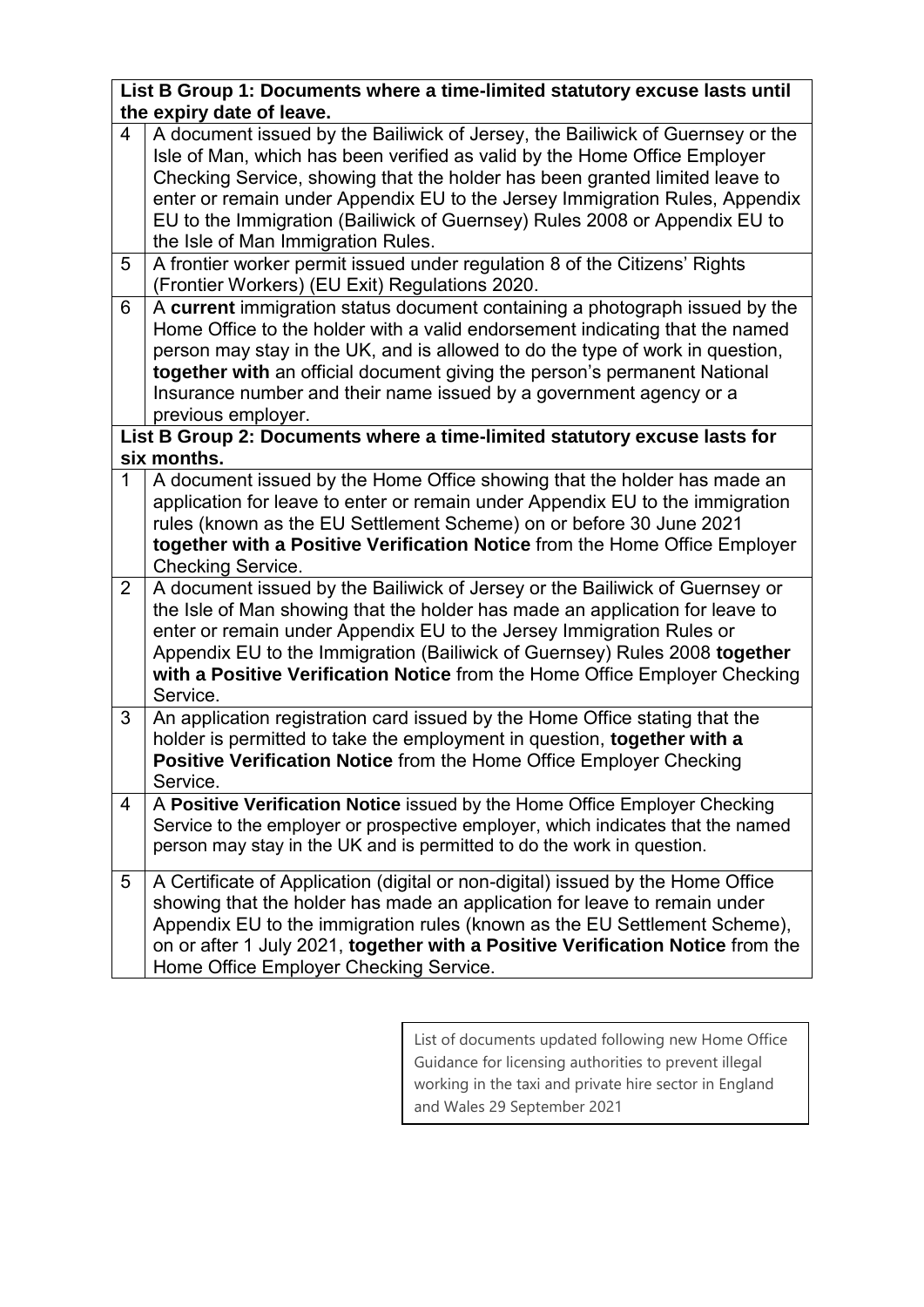| | |
|---|---|
| **List B Group 1: Documents where a time-limited statutory excuse lasts until the expiry date of leave.** | |
| 4 | A document issued by the Bailiwick of Jersey, the Bailiwick of Guernsey or the Isle of Man, which has been verified as valid by the Home Office Employer Checking Service, showing that the holder has been granted limited leave to enter or remain under Appendix EU to the Jersey Immigration Rules, Appendix EU to the Immigration (Bailiwick of Guernsey) Rules 2008 or Appendix EU to the Isle of Man Immigration Rules. |
| 5 | A frontier worker permit issued under regulation 8 of the Citizens' Rights (Frontier Workers) (EU Exit) Regulations 2020. |
| 6 | A **current** immigration status document containing a photograph issued by the Home Office to the holder with a valid endorsement indicating that the named person may stay in the UK, and is allowed to do the type of work in question, **together with** an official document giving the person's permanent National Insurance number and their name issued by a government agency or a previous employer. |
| **List B Group 2: Documents where a time-limited statutory excuse lasts for six months.** | |
| 1 | A document issued by the Home Office showing that the holder has made an application for leave to enter or remain under Appendix EU to the immigration rules (known as the EU Settlement Scheme) on or before 30 June 2021 **together with a Positive Verification Notice** from the Home Office Employer Checking Service. |
| 2 | A document issued by the Bailiwick of Jersey or the Bailiwick of Guernsey or the Isle of Man showing that the holder has made an application for leave to enter or remain under Appendix EU to the Jersey Immigration Rules or Appendix EU to the Immigration (Bailiwick of Guernsey) Rules 2008 **together with a Positive Verification Notice** from the Home Office Employer Checking Service. |
| 3 | An application registration card issued by the Home Office stating that the holder is permitted to take the employment in question, **together with a Positive Verification Notice** from the Home Office Employer Checking Service. |
| 4 | A **Positive Verification Notice** issued by the Home Office Employer Checking Service to the employer or prospective employer, which indicates that the named person may stay in the UK and is permitted to do the work in question. |
| 5 | A Certificate of Application (digital or non-digital) issued by the Home Office showing that the holder has made an application for leave to remain under Appendix EU to the immigration rules (known as the EU Settlement Scheme), on or after 1 July 2021, **together with a Positive Verification Notice** from the Home Office Employer Checking Service. |

List of documents updated following new Home Office Guidance for licensing authorities to prevent illegal working in the taxi and private hire sector in England and Wales 29 September 2021